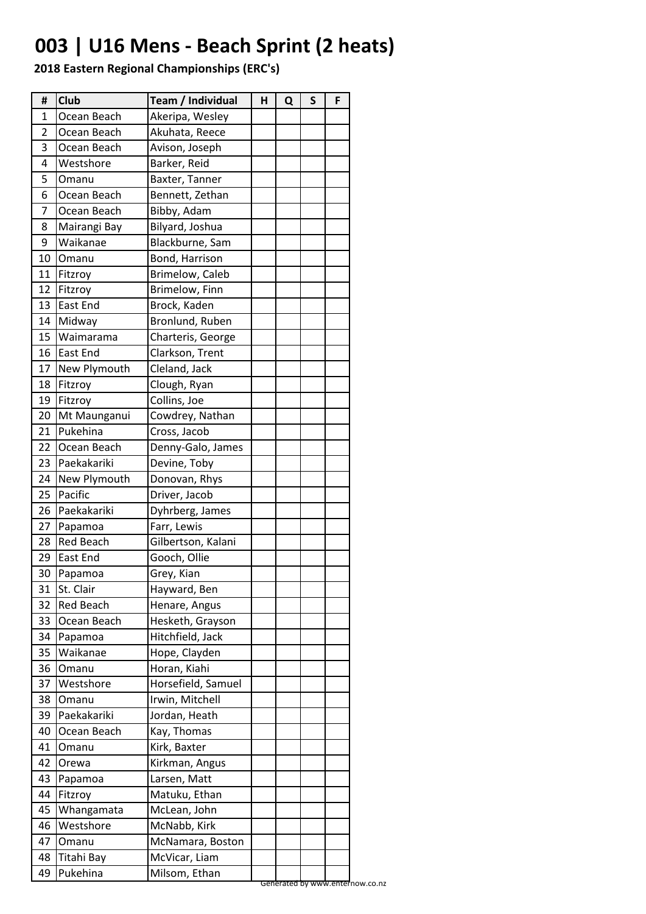# 003 | U16 Mens - Beach Sprint (2 heats)

**2018 Eastern Regional Championships (ERC's)**

| # | Club | Team / Individual | H | Q | S | F |
|---|---|---|---|---|---|---|
| 1 | Ocean Beach | Akeripa, Wesley | | | | |
| 2 | Ocean Beach | Akuhata, Reece | | | | |
| 3 | Ocean Beach | Avison, Joseph | | | | |
| 4 | Westshore | Barker, Reid | | | | |
| 5 | Omanu | Baxter, Tanner | | | | |
| 6 | Ocean Beach | Bennett, Zethan | | | | |
| 7 | Ocean Beach | Bibby, Adam | | | | |
| 8 | Mairangi Bay | Bilyard, Joshua | | | | |
| 9 | Waikanae | Blackburne, Sam | | | | |
| 10 | Omanu | Bond, Harrison | | | | |
| 11 | Fitzroy | Brimelow, Caleb | | | | |
| 12 | Fitzroy | Brimelow, Finn | | | | |
| 13 | East End | Brock, Kaden | | | | |
| 14 | Midway | Bronlund, Ruben | | | | |
| 15 | Waimarama | Charteris, George | | | | |
| 16 | East End | Clarkson, Trent | | | | |
| 17 | New Plymouth | Cleland, Jack | | | | |
| 18 | Fitzroy | Clough, Ryan | | | | |
| 19 | Fitzroy | Collins, Joe | | | | |
| 20 | Mt Maunganui | Cowdrey, Nathan | | | | |
| 21 | Pukehina | Cross, Jacob | | | | |
| 22 | Ocean Beach | Denny-Galo, James | | | | |
| 23 | Paekakariki | Devine, Toby | | | | |
| 24 | New Plymouth | Donovan, Rhys | | | | |
| 25 | Pacific | Driver, Jacob | | | | |
| 26 | Paekakariki | Dyhrberg, James | | | | |
| 27 | Papamoa | Farr, Lewis | | | | |
| 28 | Red Beach | Gilbertson, Kalani | | | | |
| 29 | East End | Gooch, Ollie | | | | |
| 30 | Papamoa | Grey, Kian | | | | |
| 31 | St. Clair | Hayward, Ben | | | | |
| 32 | Red Beach | Henare, Angus | | | | |
| 33 | Ocean Beach | Hesketh, Grayson | | | | |
| 34 | Papamoa | Hitchfield, Jack | | | | |
| 35 | Waikanae | Hope, Clayden | | | | |
| 36 | Omanu | Horan, Kiahi | | | | |
| 37 | Westshore | Horsefield, Samuel | | | | |
| 38 | Omanu | Irwin, Mitchell | | | | |
| 39 | Paekakariki | Jordan, Heath | | | | |
| 40 | Ocean Beach | Kay, Thomas | | | | |
| 41 | Omanu | Kirk, Baxter | | | | |
| 42 | Orewa | Kirkman, Angus | | | | |
| 43 | Papamoa | Larsen, Matt | | | | |
| 44 | Fitzroy | Matuku, Ethan | | | | |
| 45 | Whangamata | McLean, John | | | | |
| 46 | Westshore | McNabb, Kirk | | | | |
| 47 | Omanu | McNamara, Boston | | | | |
| 48 | Titahi Bay | McVicar, Liam | | | | |
| 49 | Pukehina | Milsom, Ethan | | | | |

Generated by www.enternow.co.nz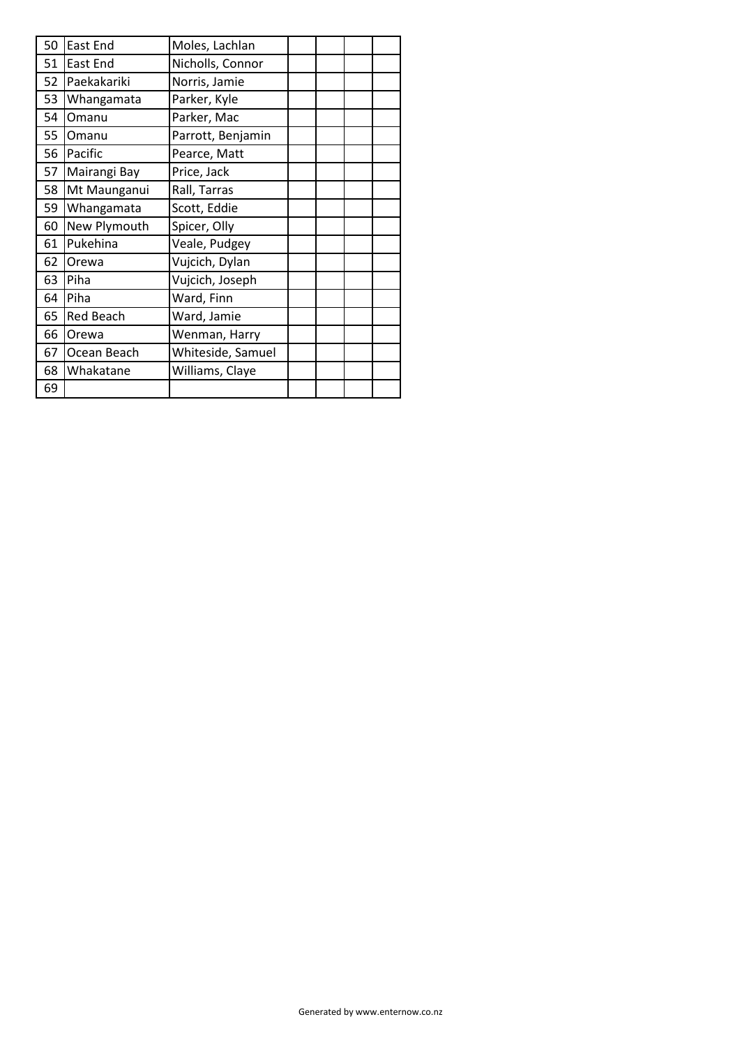| | | | | | | |
|---|---|---|---|---|---|---|
| 50 | East End | Moles, Lachlan | | | | |
| 51 | East End | Nicholls, Connor | | | | |
| 52 | Paekakariki | Norris, Jamie | | | | |
| 53 | Whangamata | Parker, Kyle | | | | |
| 54 | Omanu | Parker, Mac | | | | |
| 55 | Omanu | Parrott, Benjamin | | | | |
| 56 | Pacific | Pearce, Matt | | | | |
| 57 | Mairangi Bay | Price, Jack | | | | |
| 58 | Mt Maunganui | Rall, Tarras | | | | |
| 59 | Whangamata | Scott, Eddie | | | | |
| 60 | New Plymouth | Spicer, Olly | | | | |
| 61 | Pukehina | Veale, Pudgey | | | | |
| 62 | Orewa | Vujcich, Dylan | | | | |
| 63 | Piha | Vujcich, Joseph | | | | |
| 64 | Piha | Ward, Finn | | | | |
| 65 | Red Beach | Ward, Jamie | | | | |
| 66 | Orewa | Wenman, Harry | | | | |
| 67 | Ocean Beach | Whiteside, Samuel | | | | |
| 68 | Whakatane | Williams, Claye | | | | |
| 69 | | | | | | |

Generated by www.enternow.co.nz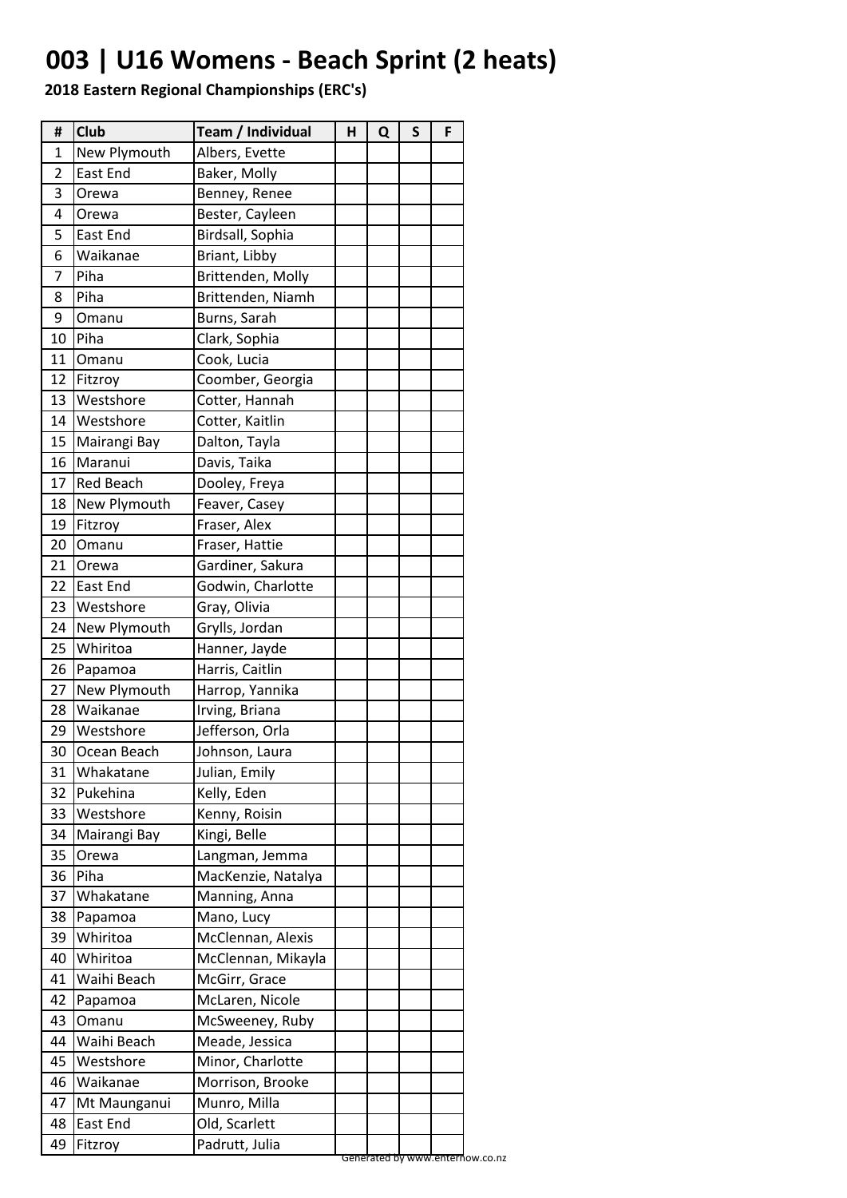# 003 | U16 Womens - Beach Sprint (2 heats)

**2018 Eastern Regional Championships (ERC's)**

| # | Club | Team / Individual | H | Q | S | F |
|---|---|---|---|---|---|---|
| 1 | New Plymouth | Albers, Evette | | | | |
| 2 | East End | Baker, Molly | | | | |
| 3 | Orewa | Benney, Renee | | | | |
| 4 | Orewa | Bester, Cayleen | | | | |
| 5 | East End | Birdsall, Sophia | | | | |
| 6 | Waikanae | Briant, Libby | | | | |
| 7 | Piha | Brittenden, Molly | | | | |
| 8 | Piha | Brittenden, Niamh | | | | |
| 9 | Omanu | Burns, Sarah | | | | |
| 10 | Piha | Clark, Sophia | | | | |
| 11 | Omanu | Cook, Lucia | | | | |
| 12 | Fitzroy | Coomber, Georgia | | | | |
| 13 | Westshore | Cotter, Hannah | | | | |
| 14 | Westshore | Cotter, Kaitlin | | | | |
| 15 | Mairangi Bay | Dalton, Tayla | | | | |
| 16 | Maranui | Davis, Taika | | | | |
| 17 | Red Beach | Dooley, Freya | | | | |
| 18 | New Plymouth | Feaver, Casey | | | | |
| 19 | Fitzroy | Fraser, Alex | | | | |
| 20 | Omanu | Fraser, Hattie | | | | |
| 21 | Orewa | Gardiner, Sakura | | | | |
| 22 | East End | Godwin, Charlotte | | | | |
| 23 | Westshore | Gray, Olivia | | | | |
| 24 | New Plymouth | Grylls, Jordan | | | | |
| 25 | Whiritoa | Hanner, Jayde | | | | |
| 26 | Papamoa | Harris, Caitlin | | | | |
| 27 | New Plymouth | Harrop, Yannika | | | | |
| 28 | Waikanae | Irving, Briana | | | | |
| 29 | Westshore | Jefferson, Orla | | | | |
| 30 | Ocean Beach | Johnson, Laura | | | | |
| 31 | Whakatane | Julian, Emily | | | | |
| 32 | Pukehina | Kelly, Eden | | | | |
| 33 | Westshore | Kenny, Roisin | | | | |
| 34 | Mairangi Bay | Kingi, Belle | | | | |
| 35 | Orewa | Langman, Jemma | | | | |
| 36 | Piha | MacKenzie, Natalya | | | | |
| 37 | Whakatane | Manning, Anna | | | | |
| 38 | Papamoa | Mano, Lucy | | | | |
| 39 | Whiritoa | McClennan, Alexis | | | | |
| 40 | Whiritoa | McClennan, Mikayla | | | | |
| 41 | Waihi Beach | McGirr, Grace | | | | |
| 42 | Papamoa | McLaren, Nicole | | | | |
| 43 | Omanu | McSweeney, Ruby | | | | |
| 44 | Waihi Beach | Meade, Jessica | | | | |
| 45 | Westshore | Minor, Charlotte | | | | |
| 46 | Waikanae | Morrison, Brooke | | | | |
| 47 | Mt Maunganui | Munro, Milla | | | | |
| 48 | East End | Old, Scarlett | | | | |
| 49 | Fitzroy | Padrutt, Julia | | | | |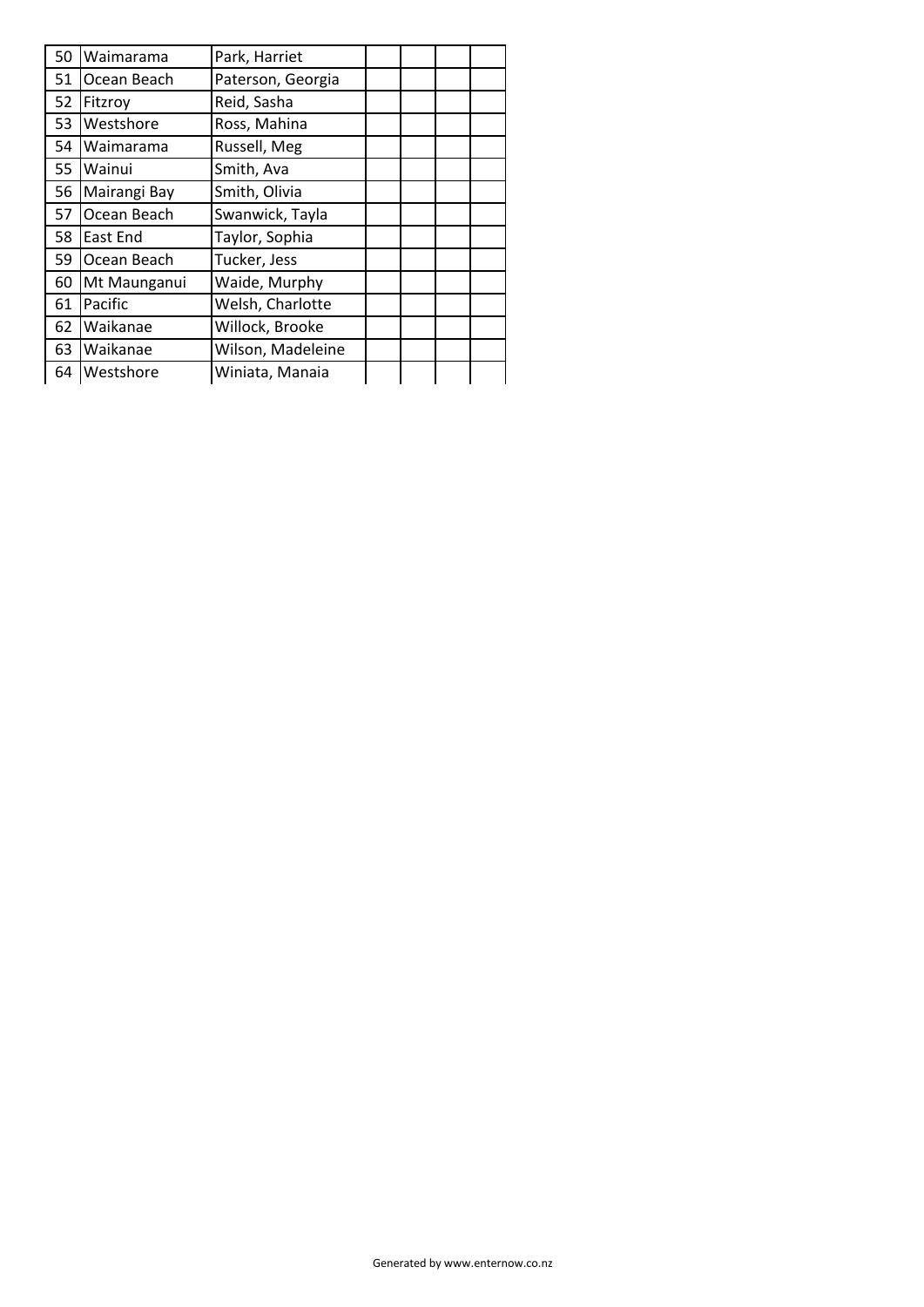| | | | | | | |
|---|---|---|---|---|---|---|
| 50 | Waimarama | Park, Harriet | | | | |
| 51 | Ocean Beach | Paterson, Georgia | | | | |
| 52 | Fitzroy | Reid, Sasha | | | | |
| 53 | Westshore | Ross, Mahina | | | | |
| 54 | Waimarama | Russell, Meg | | | | |
| 55 | Wainui | Smith, Ava | | | | |
| 56 | Mairangi Bay | Smith, Olivia | | | | |
| 57 | Ocean Beach | Swanwick, Tayla | | | | |
| 58 | East End | Taylor, Sophia | | | | |
| 59 | Ocean Beach | Tucker, Jess | | | | |
| 60 | Mt Maunganui | Waide, Murphy | | | | |
| 61 | Pacific | Welsh, Charlotte | | | | |
| 62 | Waikanae | Willock, Brooke | | | | |
| 63 | Waikanae | Wilson, Madeleine | | | | |
| 64 | Westshore | Winiata, Manaia | | | | |

Generated by www.enternow.co.nz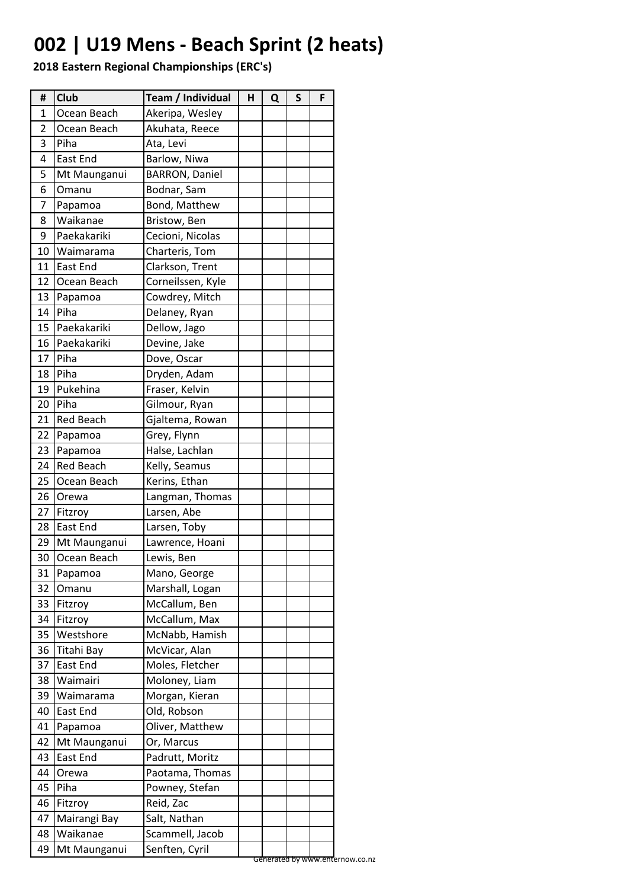# 002 | U19 Mens - Beach Sprint (2 heats)

**2018 Eastern Regional Championships (ERC's)**

| # | Club | Team / Individual | H | Q | S | F |
|---|---|---|---|---|---|---|
| 1 | Ocean Beach | Akeripa, Wesley | | | | |
| 2 | Ocean Beach | Akuhata, Reece | | | | |
| 3 | Piha | Ata, Levi | | | | |
| 4 | East End | Barlow, Niwa | | | | |
| 5 | Mt Maunganui | BARRON, Daniel | | | | |
| 6 | Omanu | Bodnar, Sam | | | | |
| 7 | Papamoa | Bond, Matthew | | | | |
| 8 | Waikanae | Bristow, Ben | | | | |
| 9 | Paekakariki | Cecioni, Nicolas | | | | |
| 10 | Waimarama | Charteris, Tom | | | | |
| 11 | East End | Clarkson, Trent | | | | |
| 12 | Ocean Beach | Corneilssen, Kyle | | | | |
| 13 | Papamoa | Cowdrey, Mitch | | | | |
| 14 | Piha | Delaney, Ryan | | | | |
| 15 | Paekakariki | Dellow, Jago | | | | |
| 16 | Paekakariki | Devine, Jake | | | | |
| 17 | Piha | Dove, Oscar | | | | |
| 18 | Piha | Dryden, Adam | | | | |
| 19 | Pukehina | Fraser, Kelvin | | | | |
| 20 | Piha | Gilmour, Ryan | | | | |
| 21 | Red Beach | Gjaltema, Rowan | | | | |
| 22 | Papamoa | Grey, Flynn | | | | |
| 23 | Papamoa | Halse, Lachlan | | | | |
| 24 | Red Beach | Kelly, Seamus | | | | |
| 25 | Ocean Beach | Kerins, Ethan | | | | |
| 26 | Orewa | Langman, Thomas | | | | |
| 27 | Fitzroy | Larsen, Abe | | | | |
| 28 | East End | Larsen, Toby | | | | |
| 29 | Mt Maunganui | Lawrence, Hoani | | | | |
| 30 | Ocean Beach | Lewis, Ben | | | | |
| 31 | Papamoa | Mano, George | | | | |
| 32 | Omanu | Marshall, Logan | | | | |
| 33 | Fitzroy | McCallum, Ben | | | | |
| 34 | Fitzroy | McCallum, Max | | | | |
| 35 | Westshore | McNabb, Hamish | | | | |
| 36 | Titahi Bay | McVicar, Alan | | | | |
| 37 | East End | Moles, Fletcher | | | | |
| 38 | Waimairi | Moloney, Liam | | | | |
| 39 | Waimarama | Morgan, Kieran | | | | |
| 40 | East End | Old, Robson | | | | |
| 41 | Papamoa | Oliver, Matthew | | | | |
| 42 | Mt Maunganui | Or, Marcus | | | | |
| 43 | East End | Padrutt, Moritz | | | | |
| 44 | Orewa | Paotama, Thomas | | | | |
| 45 | Piha | Powney, Stefan | | | | |
| 46 | Fitzroy | Reid, Zac | | | | |
| 47 | Mairangi Bay | Salt, Nathan | | | | |
| 48 | Waikanae | Scammell, Jacob | | | | |
| 49 | Mt Maunganui | Senften, Cyril | | | | |

Generated by www.enternow.co.nz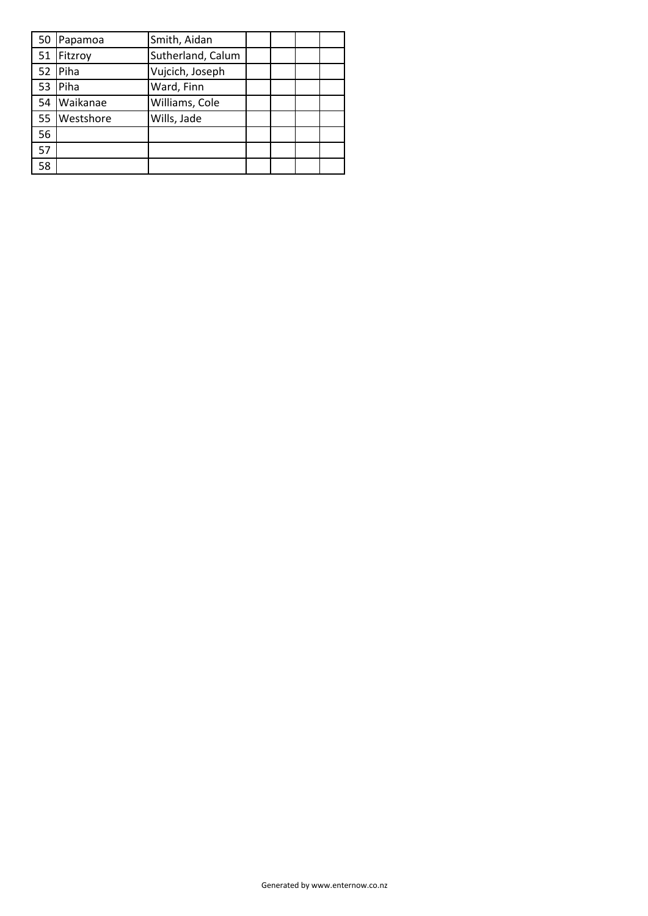| | | | | | | |
|---|---|---|---|---|---|---|
| 50 | Papamoa | Smith, Aidan | | | | |
| 51 | Fitzroy | Sutherland, Calum | | | | |
| 52 | Piha | Vujcich, Joseph | | | | |
| 53 | Piha | Ward, Finn | | | | |
| 54 | Waikanae | Williams, Cole | | | | |
| 55 | Westshore | Wills, Jade | | | | |
| 56 | | | | | | |
| 57 | | | | | | |
| 58 | | | | | | |

Generated by www.enternow.co.nz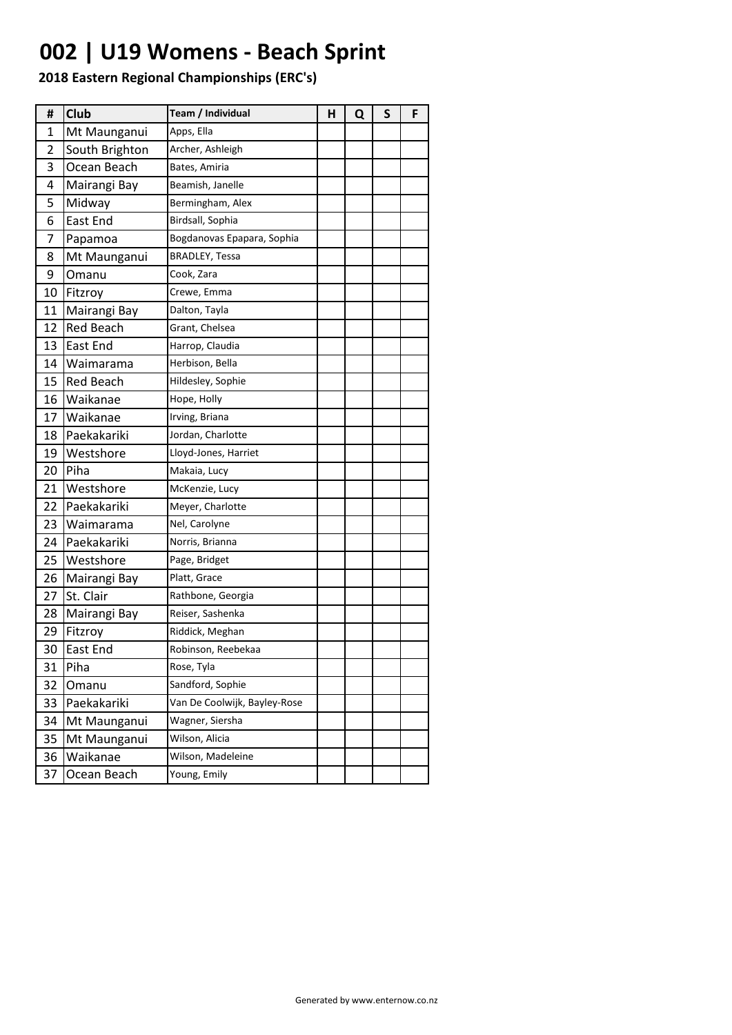# 002 | U19 Womens - Beach Sprint

**2018 Eastern Regional Championships (ERC's)**

| # | Club | Team / Individual | H | Q | S | F |
|---|---|---|---|---|---|---|
| 1 | Mt Maunganui | Apps, Ella | | | | |
| 2 | South Brighton | Archer, Ashleigh | | | | |
| 3 | Ocean Beach | Bates, Amiria | | | | |
| 4 | Mairangi Bay | Beamish, Janelle | | | | |
| 5 | Midway | Bermingham, Alex | | | | |
| 6 | East End | Birdsall, Sophia | | | | |
| 7 | Papamoa | Bogdanovas Epapara, Sophia | | | | |
| 8 | Mt Maunganui | BRADLEY, Tessa | | | | |
| 9 | Omanu | Cook, Zara | | | | |
| 10 | Fitzroy | Crewe, Emma | | | | |
| 11 | Mairangi Bay | Dalton, Tayla | | | | |
| 12 | Red Beach | Grant, Chelsea | | | | |
| 13 | East End | Harrop, Claudia | | | | |
| 14 | Waimarama | Herbison, Bella | | | | |
| 15 | Red Beach | Hildesley, Sophie | | | | |
| 16 | Waikanae | Hope, Holly | | | | |
| 17 | Waikanae | Irving, Briana | | | | |
| 18 | Paekakariki | Jordan, Charlotte | | | | |
| 19 | Westshore | Lloyd-Jones, Harriet | | | | |
| 20 | Piha | Makaia, Lucy | | | | |
| 21 | Westshore | McKenzie, Lucy | | | | |
| 22 | Paekakariki | Meyer, Charlotte | | | | |
| 23 | Waimarama | Nel, Carolyne | | | | |
| 24 | Paekakariki | Norris, Brianna | | | | |
| 25 | Westshore | Page, Bridget | | | | |
| 26 | Mairangi Bay | Platt, Grace | | | | |
| 27 | St. Clair | Rathbone, Georgia | | | | |
| 28 | Mairangi Bay | Reiser, Sashenka | | | | |
| 29 | Fitzroy | Riddick, Meghan | | | | |
| 30 | East End | Robinson, Reebekaa | | | | |
| 31 | Piha | Rose, Tyla | | | | |
| 32 | Omanu | Sandford, Sophie | | | | |
| 33 | Paekakariki | Van De Coolwijk, Bayley-Rose | | | | |
| 34 | Mt Maunganui | Wagner, Siersha | | | | |
| 35 | Mt Maunganui | Wilson, Alicia | | | | |
| 36 | Waikanae | Wilson, Madeleine | | | | |
| 37 | Ocean Beach | Young, Emily | | | | |

Generated by www.enternow.co.nz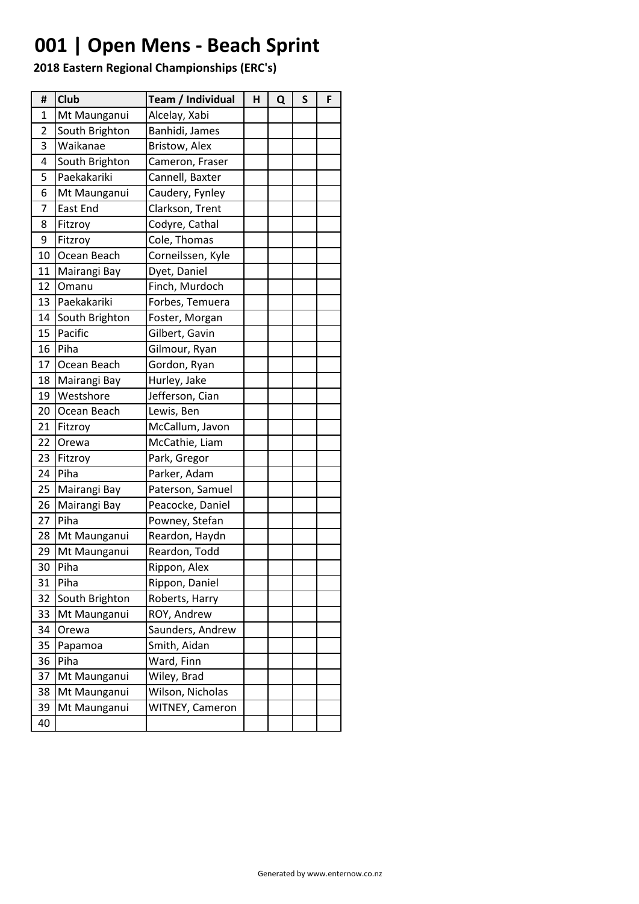# 001 | Open Mens - Beach Sprint

**2018 Eastern Regional Championships (ERC's)**

| # | Club | Team / Individual | H | Q | S | F |
|---|---|---|---|---|---|---|
| 1 | Mt Maunganui | Alcelay, Xabi | | | | |
| 2 | South Brighton | Banhidi, James | | | | |
| 3 | Waikanae | Bristow, Alex | | | | |
| 4 | South Brighton | Cameron, Fraser | | | | |
| 5 | Paekakariki | Cannell, Baxter | | | | |
| 6 | Mt Maunganui | Caudery, Fynley | | | | |
| 7 | East End | Clarkson, Trent | | | | |
| 8 | Fitzroy | Codyre, Cathal | | | | |
| 9 | Fitzroy | Cole, Thomas | | | | |
| 10 | Ocean Beach | Corneilssen, Kyle | | | | |
| 11 | Mairangi Bay | Dyet, Daniel | | | | |
| 12 | Omanu | Finch, Murdoch | | | | |
| 13 | Paekakariki | Forbes, Temuera | | | | |
| 14 | South Brighton | Foster, Morgan | | | | |
| 15 | Pacific | Gilbert, Gavin | | | | |
| 16 | Piha | Gilmour, Ryan | | | | |
| 17 | Ocean Beach | Gordon, Ryan | | | | |
| 18 | Mairangi Bay | Hurley, Jake | | | | |
| 19 | Westshore | Jefferson, Cian | | | | |
| 20 | Ocean Beach | Lewis, Ben | | | | |
| 21 | Fitzroy | McCallum, Javon | | | | |
| 22 | Orewa | McCathie, Liam | | | | |
| 23 | Fitzroy | Park, Gregor | | | | |
| 24 | Piha | Parker, Adam | | | | |
| 25 | Mairangi Bay | Paterson, Samuel | | | | |
| 26 | Mairangi Bay | Peacocke, Daniel | | | | |
| 27 | Piha | Powney, Stefan | | | | |
| 28 | Mt Maunganui | Reardon, Haydn | | | | |
| 29 | Mt Maunganui | Reardon, Todd | | | | |
| 30 | Piha | Rippon, Alex | | | | |
| 31 | Piha | Rippon, Daniel | | | | |
| 32 | South Brighton | Roberts, Harry | | | | |
| 33 | Mt Maunganui | ROY, Andrew | | | | |
| 34 | Orewa | Saunders, Andrew | | | | |
| 35 | Papamoa | Smith, Aidan | | | | |
| 36 | Piha | Ward, Finn | | | | |
| 37 | Mt Maunganui | Wiley, Brad | | | | |
| 38 | Mt Maunganui | Wilson, Nicholas | | | | |
| 39 | Mt Maunganui | WITNEY, Cameron | | | | |
| 40 | | | | | | |

Generated by www.enternow.co.nz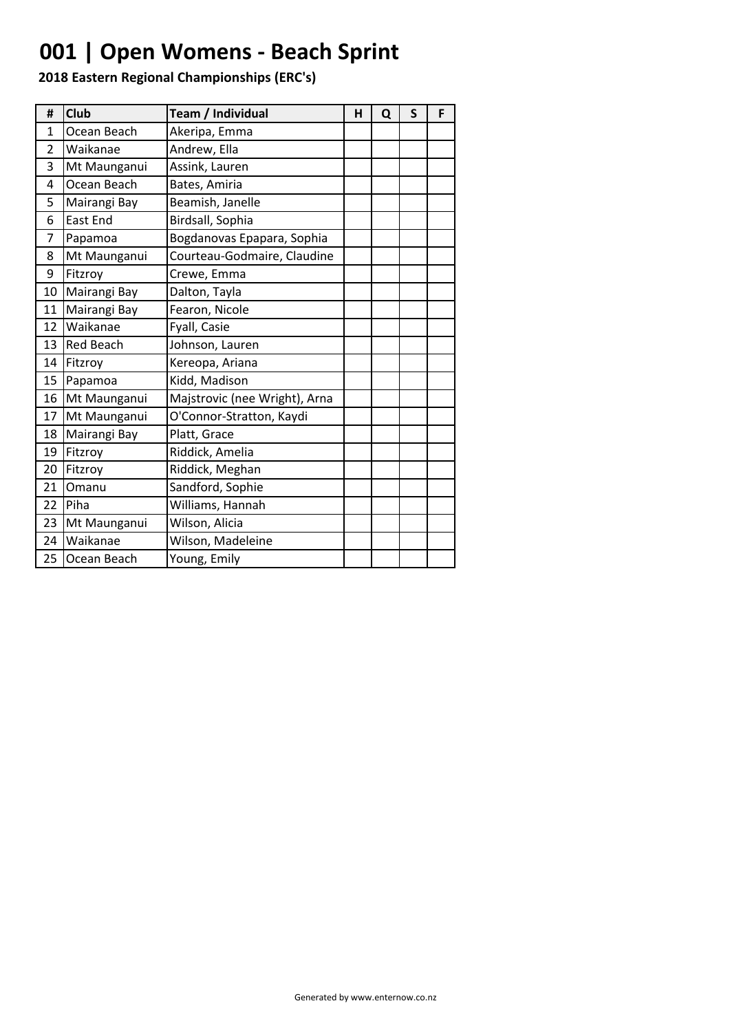# 001 | Open Womens - Beach Sprint

**2018 Eastern Regional Championships (ERC's)**

| # | Club | Team / Individual | H | Q | S | F |
|---|---|---|---|---|---|---|
| 1 | Ocean Beach | Akeripa, Emma | | | | |
| 2 | Waikanae | Andrew, Ella | | | | |
| 3 | Mt Maunganui | Assink, Lauren | | | | |
| 4 | Ocean Beach | Bates, Amiria | | | | |
| 5 | Mairangi Bay | Beamish, Janelle | | | | |
| 6 | East End | Birdsall, Sophia | | | | |
| 7 | Papamoa | Bogdanovas Epapara, Sophia | | | | |
| 8 | Mt Maunganui | Courteau-Godmaire, Claudine | | | | |
| 9 | Fitzroy | Crewe, Emma | | | | |
| 10 | Mairangi Bay | Dalton, Tayla | | | | |
| 11 | Mairangi Bay | Fearon, Nicole | | | | |
| 12 | Waikanae | Fyall, Casie | | | | |
| 13 | Red Beach | Johnson, Lauren | | | | |
| 14 | Fitzroy | Kereopa, Ariana | | | | |
| 15 | Papamoa | Kidd, Madison | | | | |
| 16 | Mt Maunganui | Majstrovic (nee Wright), Arna | | | | |
| 17 | Mt Maunganui | O'Connor-Stratton, Kaydi | | | | |
| 18 | Mairangi Bay | Platt, Grace | | | | |
| 19 | Fitzroy | Riddick, Amelia | | | | |
| 20 | Fitzroy | Riddick, Meghan | | | | |
| 21 | Omanu | Sandford, Sophie | | | | |
| 22 | Piha | Williams, Hannah | | | | |
| 23 | Mt Maunganui | Wilson, Alicia | | | | |
| 24 | Waikanae | Wilson, Madeleine | | | | |
| 25 | Ocean Beach | Young, Emily | | | | |

Generated by www.enternow.co.nz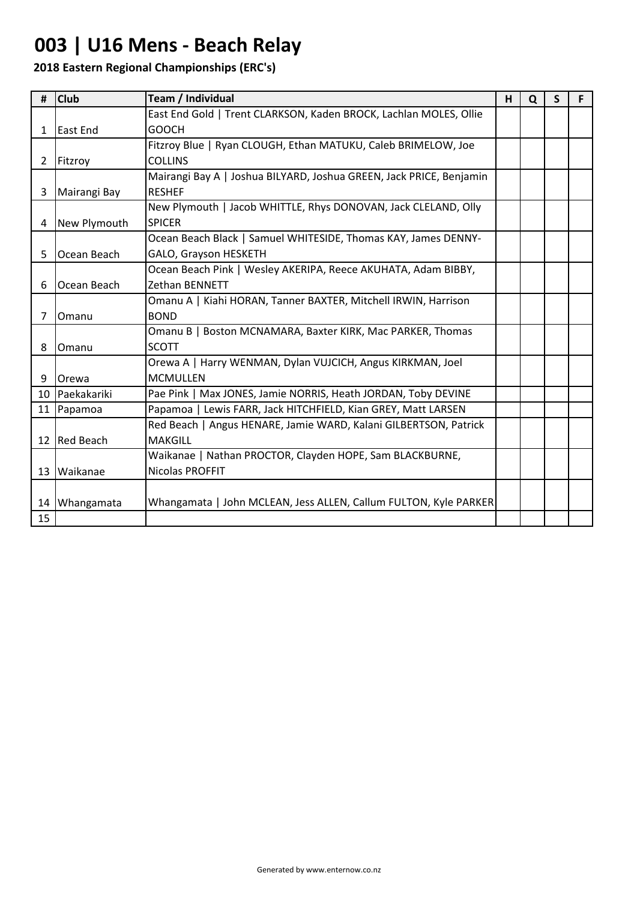# 003 | U16 Mens - Beach Relay

**2018 Eastern Regional Championships (ERC's)**

| # | Club | Team / Individual | H | Q | S | F |
|---|---|---|---|---|---|---|
| 1 | East End | East End Gold \| Trent CLARKSON, Kaden BROCK, Lachlan MOLES, Ollie GOOCH | | | | |
| 2 | Fitzroy | Fitzroy Blue \| Ryan CLOUGH, Ethan MATUKU, Caleb BRIMELOW, Joe COLLINS | | | | |
| 3 | Mairangi Bay | Mairangi Bay A \| Joshua BILYARD, Joshua GREEN, Jack PRICE, Benjamin RESHEF | | | | |
| 4 | New Plymouth | New Plymouth \| Jacob WHITTLE, Rhys DONOVAN, Jack CLELAND, Olly SPICER | | | | |
| 5 | Ocean Beach | Ocean Beach Black \| Samuel WHITESIDE, Thomas KAY, James DENNY-GALO, Grayson HESKETH | | | | |
| 6 | Ocean Beach | Ocean Beach Pink \| Wesley AKERIPA, Reece AKUHATA, Adam BIBBY, Zethan BENNETT | | | | |
| 7 | Omanu | Omanu A \| Kiahi HORAN, Tanner BAXTER, Mitchell IRWIN, Harrison BOND | | | | |
| 8 | Omanu | Omanu B \| Boston MCNAMARA, Baxter KIRK, Mac PARKER, Thomas SCOTT | | | | |
| 9 | Orewa | Orewa A \| Harry WENMAN, Dylan VUJCICH, Angus KIRKMAN, Joel MCMULLEN | | | | |
| 10 | Paekakariki | Pae Pink \| Max JONES, Jamie NORRIS, Heath JORDAN, Toby DEVINE | | | | |
| 11 | Papamoa | Papamoa \| Lewis FARR, Jack HITCHFIELD, Kian GREY, Matt LARSEN | | | | |
| 12 | Red Beach | Red Beach \| Angus HENARE, Jamie WARD, Kalani GILBERTSON, Patrick MAKGILL | | | | |
| 13 | Waikanae | Waikanae \| Nathan PROCTOR, Clayden HOPE, Sam BLACKBURNE, Nicolas PROFFIT | | | | |
| 14 | Whangamata | Whangamata \| John MCLEAN, Jess ALLEN, Callum FULTON, Kyle PARKER | | | | |
| 15 | | | | | | |

Generated by www.enternow.co.nz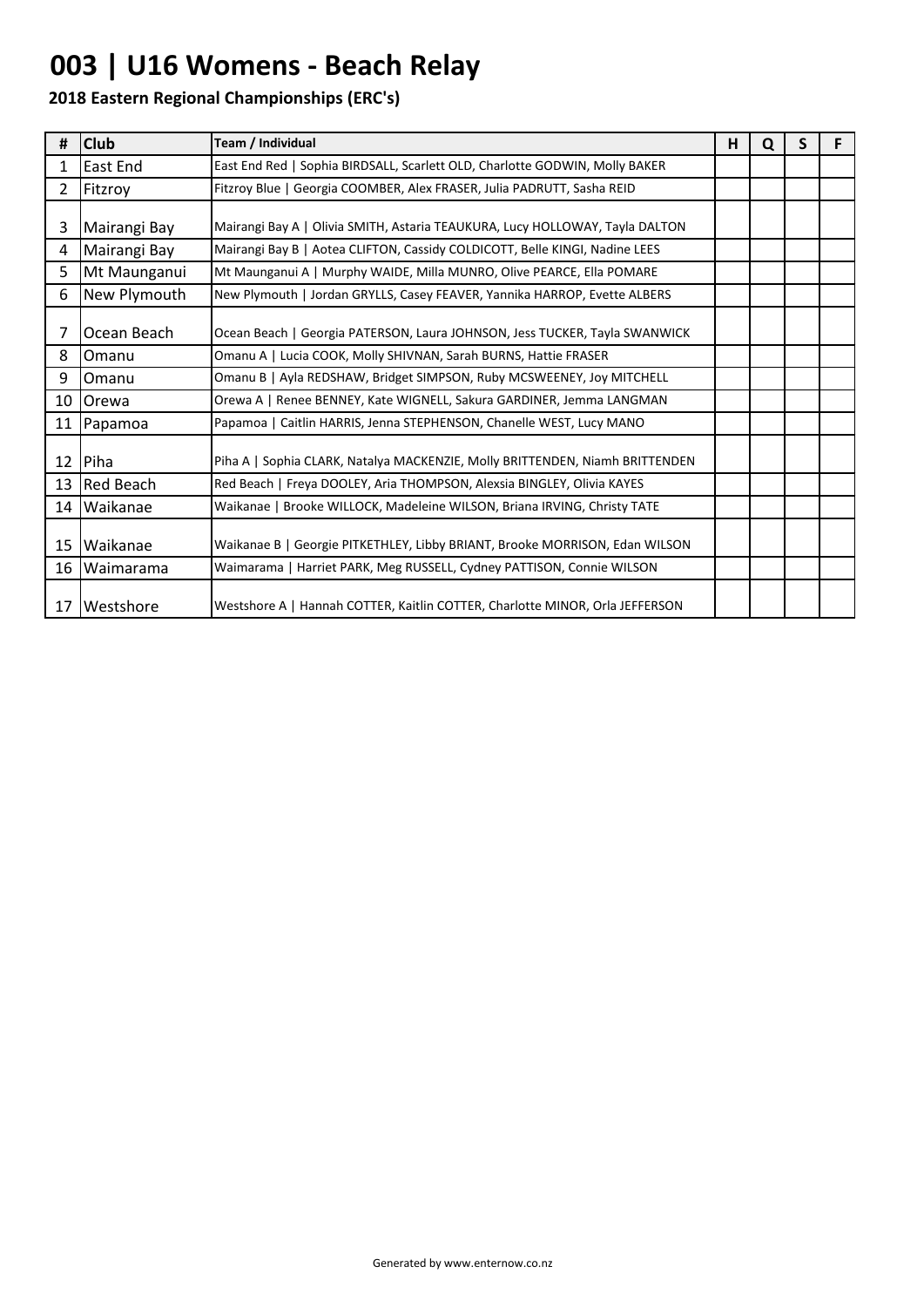# 003 | U16 Womens - Beach Relay

**2018 Eastern Regional Championships (ERC's)**

| # | Club | Team / Individual | H | Q | S | F |
|---|---|---|---|---|---|---|
| 1 | East End | East End Red \| Sophia BIRDSALL, Scarlett OLD, Charlotte GODWIN, Molly BAKER | | | | |
| 2 | Fitzroy | Fitzroy Blue \| Georgia COOMBER, Alex FRASER, Julia PADRUTT, Sasha REID | | | | |
| 3 | Mairangi Bay | Mairangi Bay A \| Olivia SMITH, Astaria TEAUKURA, Lucy HOLLOWAY, Tayla DALTON | | | | |
| 4 | Mairangi Bay | Mairangi Bay B \| Aotea CLIFTON, Cassidy COLDICOTT, Belle KINGI, Nadine LEES | | | | |
| 5 | Mt Maunganui | Mt Maunganui A \| Murphy WAIDE, Milla MUNRO, Olive PEARCE, Ella POMARE | | | | |
| 6 | New Plymouth | New Plymouth \| Jordan GRYLLS, Casey FEAVER, Yannika HARROP, Evette ALBERS | | | | |
| 7 | Ocean Beach | Ocean Beach \| Georgia PATERSON, Laura JOHNSON, Jess TUCKER, Tayla SWANWICK | | | | |
| 8 | Omanu | Omanu A \| Lucia COOK, Molly SHIVNAN, Sarah BURNS, Hattie FRASER | | | | |
| 9 | Omanu | Omanu B \| Ayla REDSHAW, Bridget SIMPSON, Ruby MCSWEENEY, Joy MITCHELL | | | | |
| 10 | Orewa | Orewa A \| Renee BENNEY, Kate WIGNELL, Sakura GARDINER, Jemma LANGMAN | | | | |
| 11 | Papamoa | Papamoa \| Caitlin HARRIS, Jenna STEPHENSON, Chanelle WEST, Lucy MANO | | | | |
| 12 | Piha | Piha A \| Sophia CLARK, Natalya MACKENZIE, Molly BRITTENDEN, Niamh BRITTENDEN | | | | |
| 13 | Red Beach | Red Beach \| Freya DOOLEY, Aria THOMPSON, Alexsia BINGLEY, Olivia KAYES | | | | |
| 14 | Waikanae | Waikanae \| Brooke WILLOCK, Madeleine WILSON, Briana IRVING, Christy TATE | | | | |
| 15 | Waikanae | Waikanae B \| Georgie PITKETHLEY, Libby BRIANT, Brooke MORRISON, Edan WILSON | | | | |
| 16 | Waimarama | Waimarama \| Harriet PARK, Meg RUSSELL, Cydney PATTISON, Connie WILSON | | | | |
| 17 | Westshore | Westshore A \| Hannah COTTER, Kaitlin COTTER, Charlotte MINOR, Orla JEFFERSON | | | | |

Generated by www.enternow.co.nz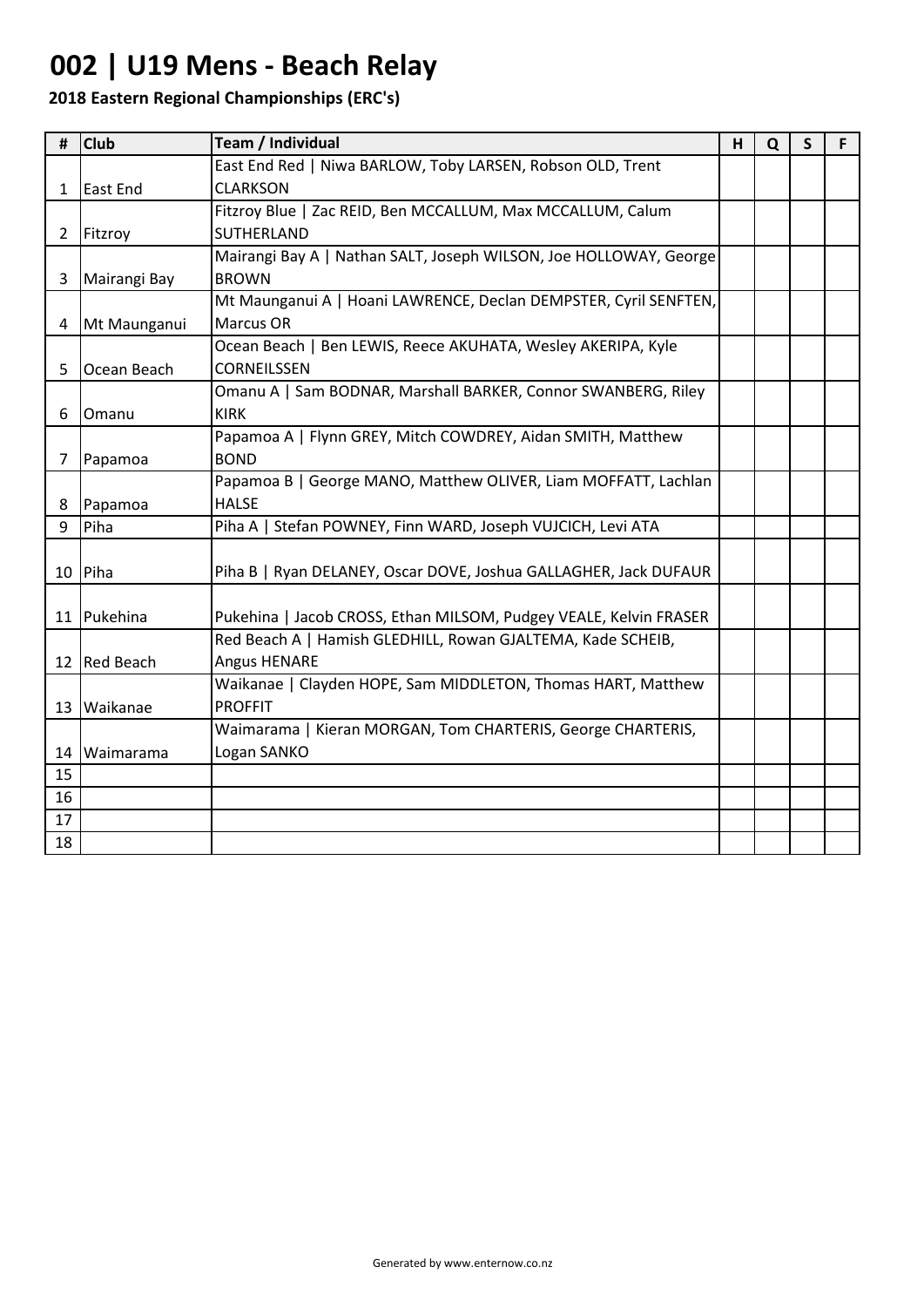# 002 | U19 Mens - Beach Relay

**2018 Eastern Regional Championships (ERC's)**

| # | Club | Team / Individual | H | Q | S | F |
|---|---|---|---|---|---|---|
| 1 | East End | East End Red \| Niwa BARLOW, Toby LARSEN, Robson OLD, Trent CLARKSON | | | | |
| 2 | Fitzroy | Fitzroy Blue \| Zac REID, Ben MCCALLUM, Max MCCALLUM, Calum SUTHERLAND | | | | |
| 3 | Mairangi Bay | Mairangi Bay A \| Nathan SALT, Joseph WILSON, Joe HOLLOWAY, George BROWN | | | | |
| 4 | Mt Maunganui | Mt Maunganui A \| Hoani LAWRENCE, Declan DEMPSTER, Cyril SENFTEN, Marcus OR | | | | |
| 5 | Ocean Beach | Ocean Beach \| Ben LEWIS, Reece AKUHATA, Wesley AKERIPA, Kyle CORNEILSSEN | | | | |
| 6 | Omanu | Omanu A \| Sam BODNAR, Marshall BARKER, Connor SWANBERG, Riley KIRK | | | | |
| 7 | Papamoa | Papamoa A \| Flynn GREY, Mitch COWDREY, Aidan SMITH, Matthew BOND | | | | |
| 8 | Papamoa | Papamoa B \| George MANO, Matthew OLIVER, Liam MOFFATT, Lachlan HALSE | | | | |
| 9 | Piha | Piha A \| Stefan POWNEY, Finn WARD, Joseph VUJCICH, Levi ATA | | | | |
| 10 | Piha | Piha B \| Ryan DELANEY, Oscar DOVE, Joshua GALLAGHER, Jack DUFAUR | | | | |
| 11 | Pukehina | Pukehina \| Jacob CROSS, Ethan MILSOM, Pudgey VEALE, Kelvin FRASER | | | | |
| 12 | Red Beach | Red Beach A \| Hamish GLEDHILL, Rowan GJALTEMA, Kade SCHEIB, Angus HENARE | | | | |
| 13 | Waikanae | Waikanae \| Clayden HOPE, Sam MIDDLETON, Thomas HART, Matthew PROFFIT | | | | |
| 14 | Waimarama | Waimarama \| Kieran MORGAN, Tom CHARTERIS, George CHARTERIS, Logan SANKO | | | | |
| 15 | | | | | | |
| 16 | | | | | | |
| 17 | | | | | | |
| 18 | | | | | | |

Generated by www.enternow.co.nz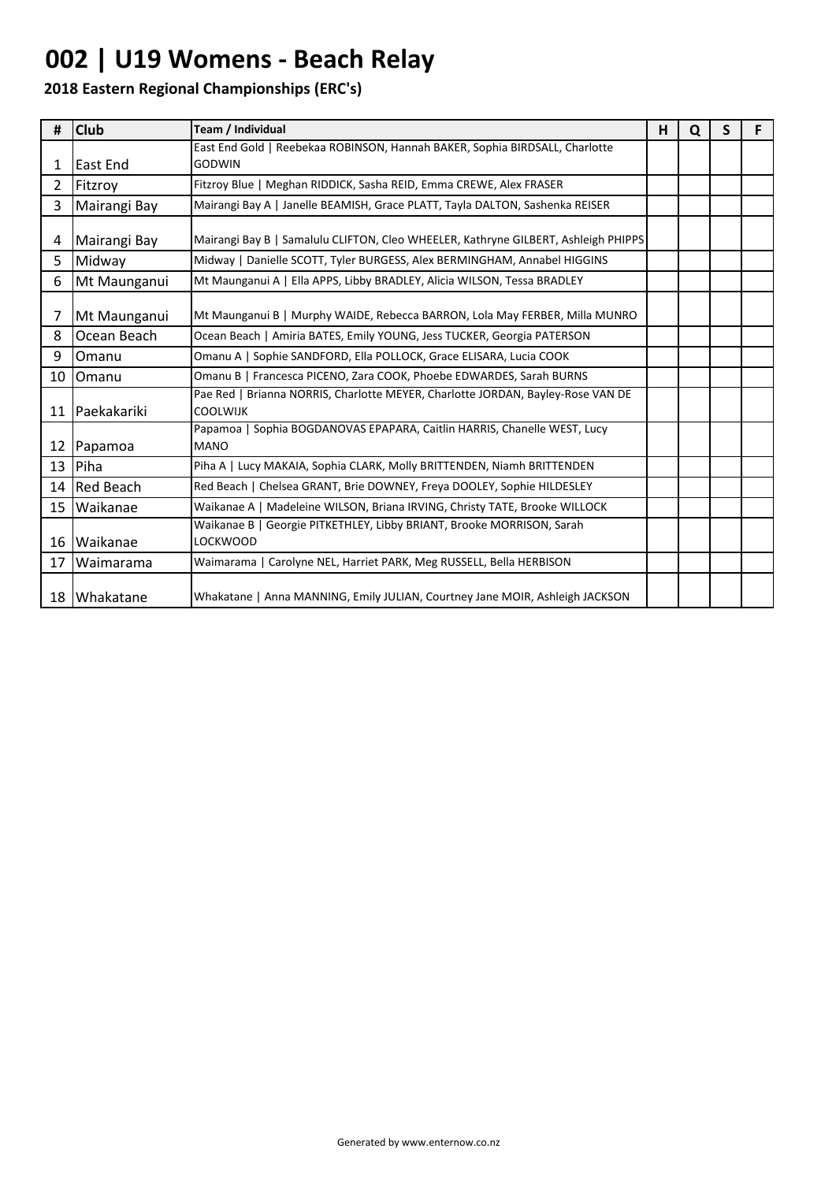# 002 | U19 Womens - Beach Relay

**2018 Eastern Regional Championships (ERC's)**

| # | Club | Team / Individual | H | Q | S | F |
|---|---|---|---|---|---|---|
| 1 | East End | East End Gold \| Reebekaa ROBINSON, Hannah BAKER, Sophia BIRDSALL, Charlotte GODWIN | | | | |
| 2 | Fitzroy | Fitzroy Blue \| Meghan RIDDICK, Sasha REID, Emma CREWE, Alex FRASER | | | | |
| 3 | Mairangi Bay | Mairangi Bay A \| Janelle BEAMISH, Grace PLATT, Tayla DALTON, Sashenka REISER | | | | |
| 4 | Mairangi Bay | Mairangi Bay B \| Samalulu CLIFTON, Cleo WHEELER, Kathryne GILBERT, Ashleigh PHIPPS | | | | |
| 5 | Midway | Midway \| Danielle SCOTT, Tyler BURGESS, Alex BERMINGHAM, Annabel HIGGINS | | | | |
| 6 | Mt Maunganui | Mt Maunganui A \| Ella APPS, Libby BRADLEY, Alicia WILSON, Tessa BRADLEY | | | | |
| 7 | Mt Maunganui | Mt Maunganui B \| Murphy WAIDE, Rebecca BARRON, Lola May FERBER, Milla MUNRO | | | | |
| 8 | Ocean Beach | Ocean Beach \| Amiria BATES, Emily YOUNG, Jess TUCKER, Georgia PATERSON | | | | |
| 9 | Omanu | Omanu A \| Sophie SANDFORD, Ella POLLOCK, Grace ELISARA, Lucia COOK | | | | |
| 10 | Omanu | Omanu B \| Francesca PICENO, Zara COOK, Phoebe EDWARDES, Sarah BURNS | | | | |
| 11 | Paekakariki | Pae Red \| Brianna NORRIS, Charlotte MEYER, Charlotte JORDAN, Bayley-Rose VAN DE COOLWIJK | | | | |
| 12 | Papamoa | Papamoa \| Sophia BOGDANOVAS EPAPARA, Caitlin HARRIS, Chanelle WEST, Lucy MANO | | | | |
| 13 | Piha | Piha A \| Lucy MAKAIA, Sophia CLARK, Molly BRITTENDEN, Niamh BRITTENDEN | | | | |
| 14 | Red Beach | Red Beach \| Chelsea GRANT, Brie DOWNEY, Freya DOOLEY, Sophie HILDESLEY | | | | |
| 15 | Waikanae | Waikanae A \| Madeleine WILSON, Briana IRVING, Christy TATE, Brooke WILLOCK | | | | |
| 16 | Waikanae | Waikanae B \| Georgie PITKETHLEY, Libby BRIANT, Brooke MORRISON, Sarah LOCKWOOD | | | | |
| 17 | Waimarama | Waimarama \| Carolyne NEL, Harriet PARK, Meg RUSSELL, Bella HERBISON | | | | |
| 18 | Whakatane | Whakatane \| Anna MANNING, Emily JULIAN, Courtney Jane MOIR, Ashleigh JACKSON | | | | |

Generated by www.enternow.co.nz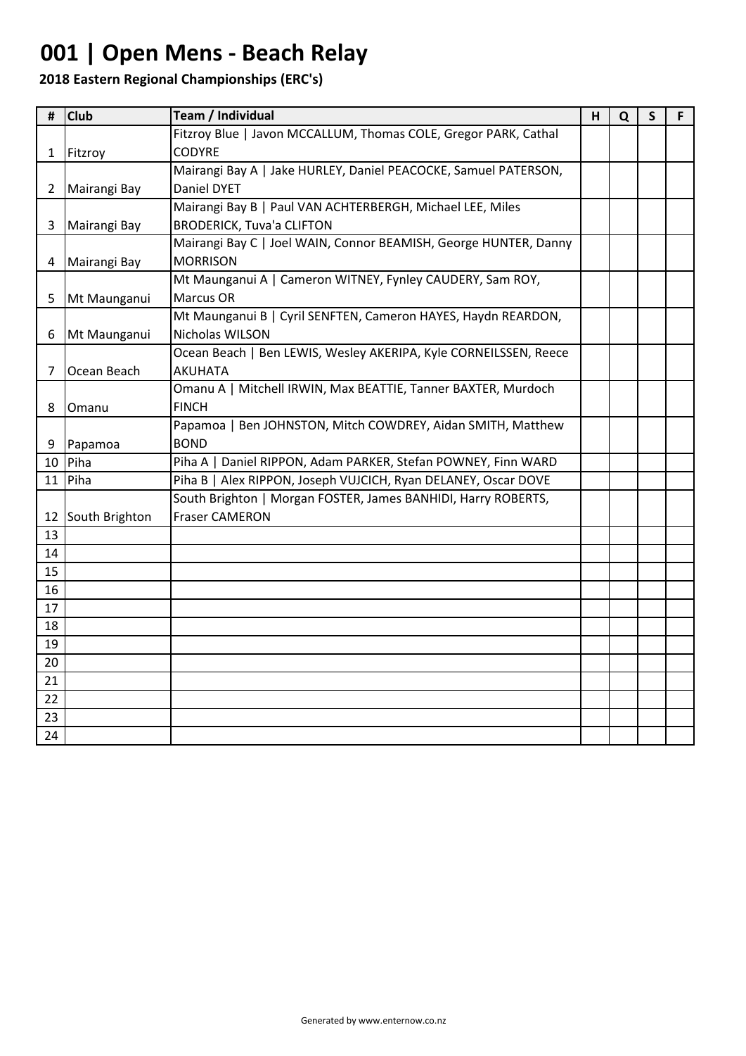# 001 | Open Mens - Beach Relay

**2018 Eastern Regional Championships (ERC's)**

| # | Club | Team / Individual | H | Q | S | F |
|---|---|---|---|---|---|---|
| 1 | Fitzroy | Fitzroy Blue \| Javon MCCALLUM, Thomas COLE, Gregor PARK, Cathal CODYRE | | | | |
| 2 | Mairangi Bay | Mairangi Bay A \| Jake HURLEY, Daniel PEACOCKE, Samuel PATERSON, Daniel DYET | | | | |
| 3 | Mairangi Bay | Mairangi Bay B \| Paul VAN ACHTERBERGH, Michael LEE, Miles BRODERICK, Tuva'a CLIFTON | | | | |
| 4 | Mairangi Bay | Mairangi Bay C \| Joel WAIN, Connor BEAMISH, George HUNTER, Danny MORRISON | | | | |
| 5 | Mt Maunganui | Mt Maunganui A \| Cameron WITNEY, Fynley CAUDERY, Sam ROY, Marcus OR | | | | |
| 6 | Mt Maunganui | Mt Maunganui B \| Cyril SENFTEN, Cameron HAYES, Haydn REARDON, Nicholas WILSON | | | | |
| 7 | Ocean Beach | Ocean Beach \| Ben LEWIS, Wesley AKERIPA, Kyle CORNEILSSEN, Reece AKUHATA | | | | |
| 8 | Omanu | Omanu A \| Mitchell IRWIN, Max BEATTIE, Tanner BAXTER, Murdoch FINCH | | | | |
| 9 | Papamoa | Papamoa \| Ben JOHNSTON, Mitch COWDREY, Aidan SMITH, Matthew BOND | | | | |
| 10 | Piha | Piha A \| Daniel RIPPON, Adam PARKER, Stefan POWNEY, Finn WARD | | | | |
| 11 | Piha | Piha B \| Alex RIPPON, Joseph VUJCICH, Ryan DELANEY, Oscar DOVE | | | | |
| 12 | South Brighton | South Brighton \| Morgan FOSTER, James BANHIDI, Harry ROBERTS, Fraser CAMERON | | | | |
| 13 | | | | | | |
| 14 | | | | | | |
| 15 | | | | | | |
| 16 | | | | | | |
| 17 | | | | | | |
| 18 | | | | | | |
| 19 | | | | | | |
| 20 | | | | | | |
| 21 | | | | | | |
| 22 | | | | | | |
| 23 | | | | | | |
| 24 | | | | | | |

Generated by www.enternow.co.nz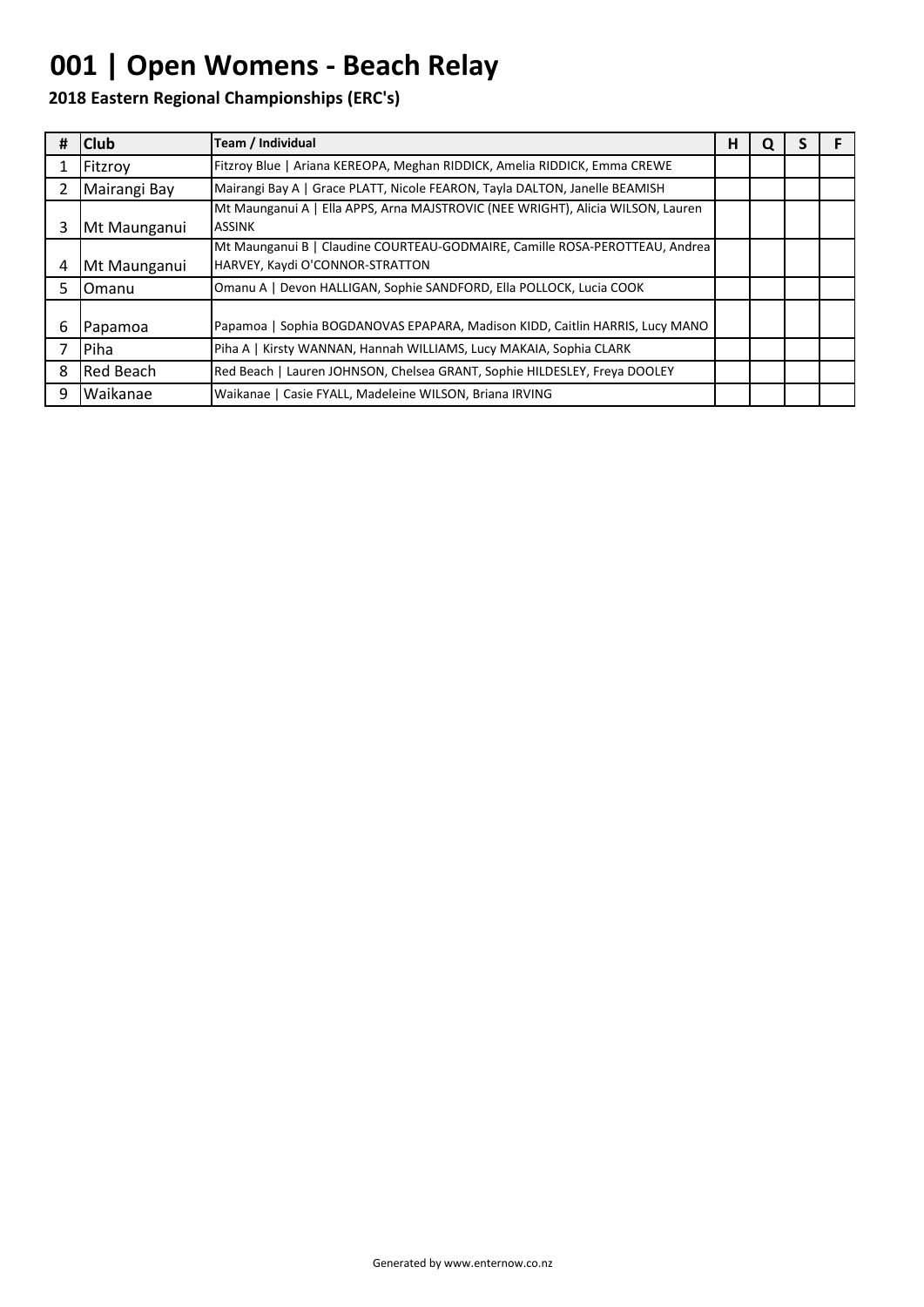# 001 | Open Womens - Beach Relay

**2018 Eastern Regional Championships (ERC's)**

| # | Club | Team / Individual | H | Q | S | F |
|---|---|---|---|---|---|---|
| 1 | Fitzroy | Fitzroy Blue \| Ariana KEREOPA, Meghan RIDDICK, Amelia RIDDICK, Emma CREWE | | | | |
| 2 | Mairangi Bay | Mairangi Bay A \| Grace PLATT, Nicole FEARON, Tayla DALTON, Janelle BEAMISH | | | | |
| 3 | Mt Maunganui | Mt Maunganui A \| Ella APPS, Arna MAJSTROVIC (NEE WRIGHT), Alicia WILSON, Lauren ASSINK | | | | |
| 4 | Mt Maunganui | Mt Maunganui B \| Claudine COURTEAU-GODMAIRE, Camille ROSA-PEROTTEAU, Andrea HARVEY, Kaydi O'CONNOR-STRATTON | | | | |
| 5 | Omanu | Omanu A \| Devon HALLIGAN, Sophie SANDFORD, Ella POLLOCK, Lucia COOK | | | | |
| 6 | Papamoa | Papamoa \| Sophia BOGDANOVAS EPAPARA, Madison KIDD, Caitlin HARRIS, Lucy MANO | | | | |
| 7 | Piha | Piha A \| Kirsty WANNAN, Hannah WILLIAMS, Lucy MAKAIA, Sophia CLARK | | | | |
| 8 | Red Beach | Red Beach \| Lauren JOHNSON, Chelsea GRANT, Sophie HILDESLEY, Freya DOOLEY | | | | |
| 9 | Waikanae | Waikanae \| Casie FYALL, Madeleine WILSON, Briana IRVING | | | | |

Generated by www.enternow.co.nz